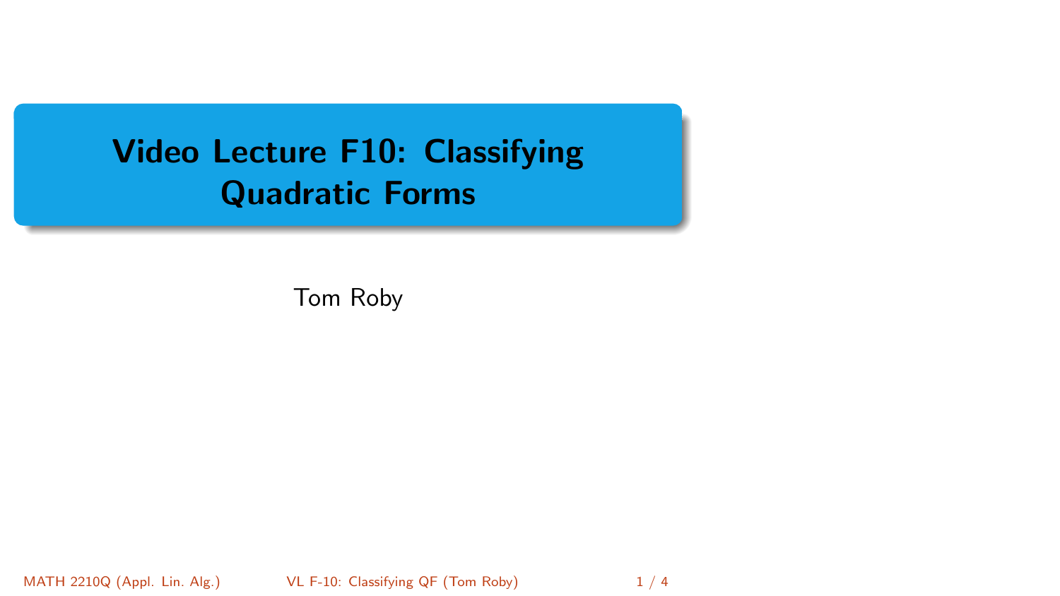# Video Lecture F10: Classifying Quadratic Forms

Tom Roby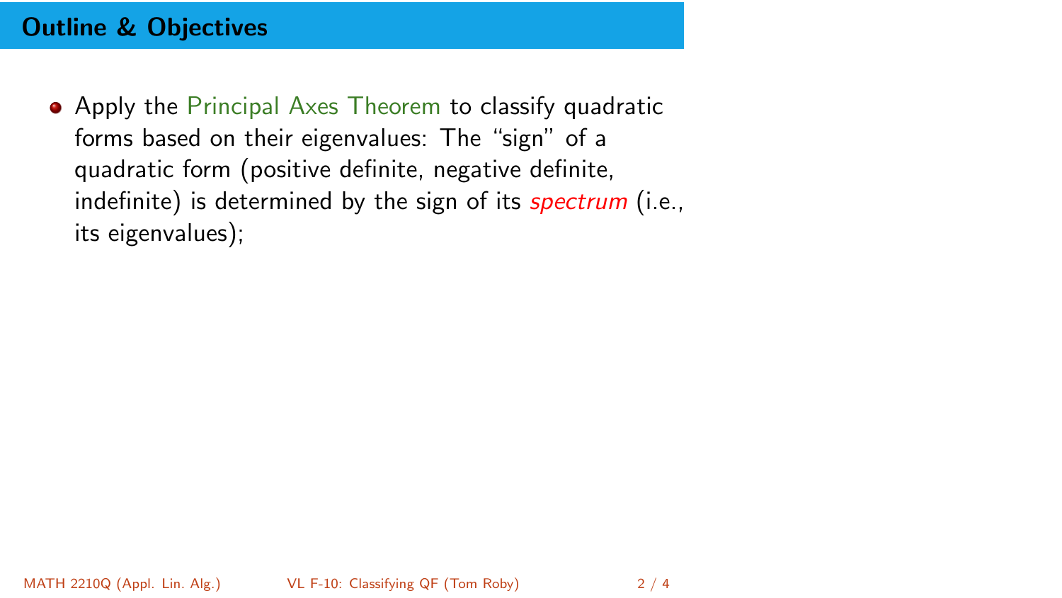## Outline & Objectives

- Apply the Principal Axes Theorem to classify quadratic forms based on their eigenvalues: The "sign" of a quadratic form (positive definite, negative definite, indefinite) is determined by the sign of its *spectrum* (i.e., its eigenvalues);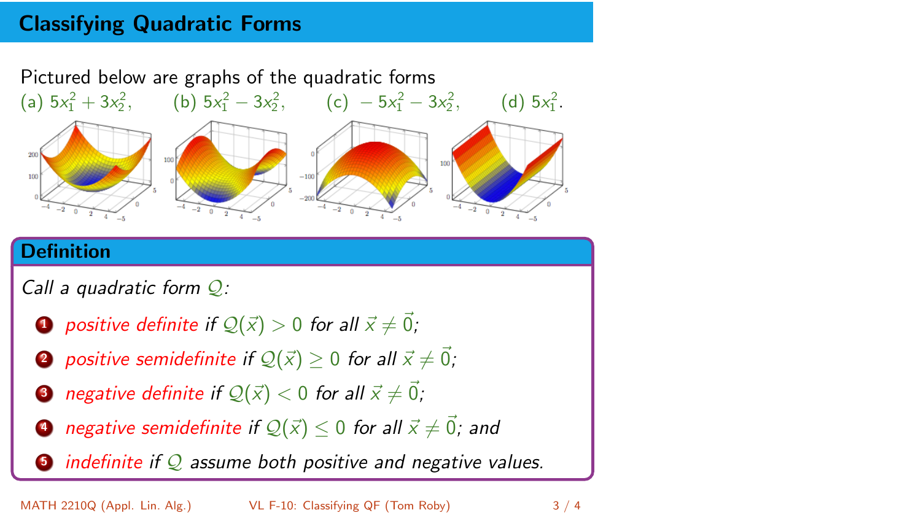## Classifying Quadratic Forms

Pictured below are graphs of the quadratic forms

(a) $5x_1^2 + 3x_2^2$, (b) $5x_1^2 - 3x_2^2$, (c) $-5x_1^2 - 3x_2^2$, (d) $5x_1^2$.

### Definition

*Call a quadratic form $\mathcal{Q}$:*

1. *positive definite if $\mathcal{Q}(\vec{x}) > 0$ for all $\vec{x} \neq \vec{0}$;*
2. *positive semidefinite if $\mathcal{Q}(\vec{x}) \geq 0$ for all $\vec{x} \neq \vec{0}$;*
3. *negative definite if $\mathcal{Q}(\vec{x}) < 0$ for all $\vec{x} \neq \vec{0}$;*
4. *negative semidefinite if $\mathcal{Q}(\vec{x}) \leq 0$ for all $\vec{x} \neq \vec{0}$; and*
5. *indefinite if $\mathcal{Q}$ assume both positive and negative values.*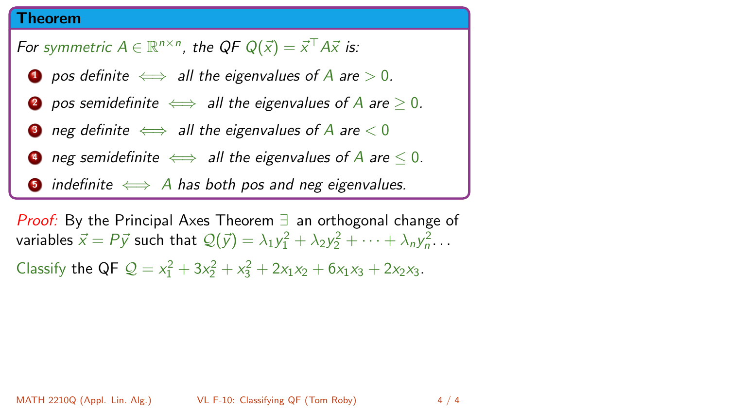**Theorem**

*For symmetric $A \in \mathbb{R}^{n\times n}$, the QF $Q(\vec{x}) = \vec{x}^\top A\vec{x}$ is:*

1. *pos definite $\iff$ all the eigenvalues of $A$ are $> 0$.*
2. *pos semidefinite $\iff$ all the eigenvalues of $A$ are $\geq 0$.*
3. *neg definite $\iff$ all the eigenvalues of $A$ are $< 0$*
4. *neg semidefinite $\iff$ all the eigenvalues of $A$ are $\leq 0$.*
5. *indefinite $\iff$ $A$ has both pos and neg eigenvalues.*

*Proof:* By the Principal Axes Theorem $\exists$ an orthogonal change of variables $\vec{x} = P\vec{y}$ such that $\mathcal{Q}(\vec{y}) = \lambda_1 y_1^2 + \lambda_2 y_2^2 + \cdots + \lambda_n y_n^2 \ldots$

Classify the QF $\mathcal{Q} = x_1^2 + 3x_2^2 + x_3^2 + 2x_1x_2 + 6x_1x_3 + 2x_2x_3$.